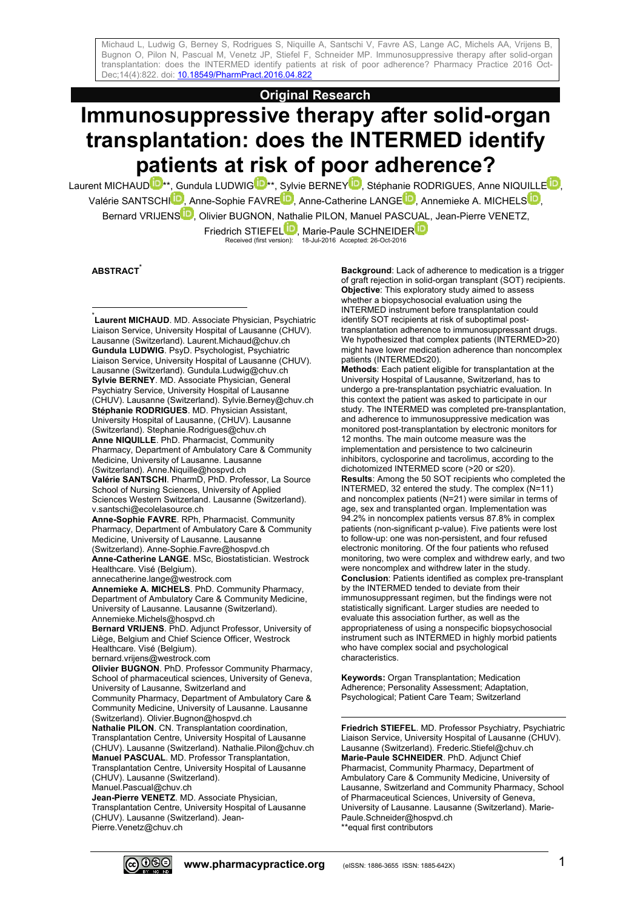Michaud L, Ludwig G, Berney S, Rodrigues S, Niquille A, Santschi V, Favre AS, Lange AC, Michels AA, Vrijens B, Bugnon O, Pilon N, Pascual M, Venetz JP, Stiefel F, Schneider MP. Immunosuppressive therapy after solid-organ transplantation: does the INTERMED identify patients at risk of poor adherence? Pharmacy Practice 2016 Oct-Dec;14(4):822. doi: 10.18549/PharmPract.2016.04.822

**Original Research**

# Immunosuppressive therapy after solid-organ transplantation: does the INTERMED identify patients at risk of poor adherence?

Laurent MICHAUD**, Gundula LUDWIG**, Sylvie BERNEY, Stéphanie RODRIGUES, Anne NIQUILLE, Valérie SANTSCHI, Anne-Sophie FAVRE, Anne-Catherine LANGE, Annemieke A. MICHELS, Bernard VRIJENS, Olivier BUGNON, Nathalie PILON, Manuel PASCUAL, Jean-Pierre VENETZ, Friedrich STIEFEL, Marie-Paule SCHNEIDER

Received (first version): 18-Jul-2016 Accepted: 26-Oct-2016

## ABSTRACT*

**Background**: Lack of adherence to medication is a trigger of graft rejection in solid-organ transplant (SOT) recipients. **Objective**: This exploratory study aimed to assess whether a biopsychosocial evaluation using the INTERMED instrument before transplantation could identify SOT recipients at risk of suboptimal post-transplantation adherence to immunosuppressant drugs. We hypothesized that complex patients (INTERMED>20) might have lower medication adherence than noncomplex patients (INTERMED≤20). **Methods**: Each patient eligible for transplantation at the University Hospital of Lausanne, Switzerland, has to undergo a pre-transplantation psychiatric evaluation. In this context the patient was asked to participate in our study. The INTERMED was completed pre-transplantation, and adherence to immunosuppressive medication was monitored post-transplantation by electronic monitors for 12 months. The main outcome measure was the implementation and persistence to two calcineurin inhibitors, cyclosporine and tacrolimus, according to the dichotomized INTERMED score (>20 or ≤20). **Results**: Among the 50 SOT recipients who completed the INTERMED, 32 entered the study. The complex (N=11) and noncomplex patients (N=21) were similar in terms of age, sex and transplanted organ. Implementation was 94.2% in noncomplex patients versus 87.8% in complex patients (non-significant p-value). Five patients were lost to follow-up: one was non-persistent, and four refused electronic monitoring. Of the four patients who refused monitoring, two were complex and withdrew early, and two were noncomplex and withdrew later in the study. **Conclusion**: Patients identified as complex pre-transplant by the INTERMED tended to deviate from their immunosuppressant regimen, but the findings were not statistically significant. Larger studies are needed to evaluate this association further, as well as the appropriateness of using a nonspecific biopsychosocial instrument such as INTERMED in highly morbid patients who have complex social and psychological characteristics.

**Keywords:** Organ Transplantation; Medication Adherence; Personality Assessment; Adaptation, Psychological; Patient Care Team; Switzerland

---

* **Laurent MICHAUD**. MD. Associate Physician, Psychiatric Liaison Service, University Hospital of Lausanne (CHUV). Lausanne (Switzerland). Laurent.Michaud@chuv.ch
**Gundula LUDWIG**. PsyD. Psychologist, Psychiatric Liaison Service, University Hospital of Lausanne (CHUV). Lausanne (Switzerland). Gundula.Ludwig@chuv.ch
**Sylvie BERNEY**. MD. Associate Physician, General Psychiatry Service, University Hospital of Lausanne (CHUV). Lausanne (Switzerland). Sylvie.Berney@chuv.ch
**Stéphanie RODRIGUES**. MD. Physician Assistant, University Hospital of Lausanne, (CHUV). Lausanne (Switzerland). Stephanie.Rodrigues@chuv.ch
**Anne NIQUILLE**. PhD. Pharmacist, Community Pharmacy, Department of Ambulatory Care & Community Medicine, University of Lausanne. Lausanne (Switzerland). Anne.Niquille@hospvd.ch
**Valérie SANTSCHI**. PharmD, PhD. Professor, La Source School of Nursing Sciences, University of Applied Sciences Western Switzerland. Lausanne (Switzerland). v.santschi@ecolelasource.ch
**Anne-Sophie FAVRE**. RPh, Pharmacist. Community Pharmacy, Department of Ambulatory Care & Community Medicine, University of Lausanne. Lausanne (Switzerland). Anne-Sophie.Favre@hospvd.ch
**Anne-Catherine LANGE**. MSc, Biostatistician. Westrock Healthcare. Visé (Belgium). annecatherine.lange@westrock.com
**Annemieke A. MICHELS**. PhD. Community Pharmacy, Department of Ambulatory Care & Community Medicine, University of Lausanne. Lausanne (Switzerland). Annemieke.Michels@hospvd.ch
**Bernard VRIJENS**. PhD. Adjunct Professor, University of Liège, Belgium and Chief Science Officer, Westrock Healthcare. Visé (Belgium). bernard.vrijens@westrock.com
**Olivier BUGNON**. PhD. Professor Community Pharmacy, School of pharmaceutical sciences, University of Geneva, University of Lausanne, Switzerland and Community Pharmacy, Department of Ambulatory Care & Community Medicine, University of Lausanne. Lausanne (Switzerland). Olivier.Bugnon@hospvd.ch
**Nathalie PILON**. CN. Transplantation coordination, Transplantation Centre, University Hospital of Lausanne (CHUV). Lausanne (Switzerland). Nathalie.Pilon@chuv.ch
**Manuel PASCUAL**. MD. Professor Transplantation, Transplantation Centre, University Hospital of Lausanne (CHUV). Lausanne (Switzerland). Manuel.Pascual@chuv.ch
**Jean-Pierre VENETZ**. MD. Associate Physician, Transplantation Centre, University Hospital of Lausanne (CHUV). Lausanne (Switzerland). Jean-Pierre.Venetz@chuv.ch
**Friedrich STIEFEL**. MD. Professor Psychiatry, Psychiatric Liaison Service, University Hospital of Lausanne (CHUV). Lausanne (Switzerland). Frederic.Stiefel@chuv.ch
**Marie-Paule SCHNEIDER**. PhD. Adjunct Chief Pharmacist, Community Pharmacy, Department of Ambulatory Care & Community Medicine, University of Lausanne, Switzerland and Community Pharmacy, School of Pharmaceutical Sciences, University of Geneva, University of Lausanne. Lausanne (Switzerland). Marie-Paule.Schneider@hospvd.ch
**equal first contributors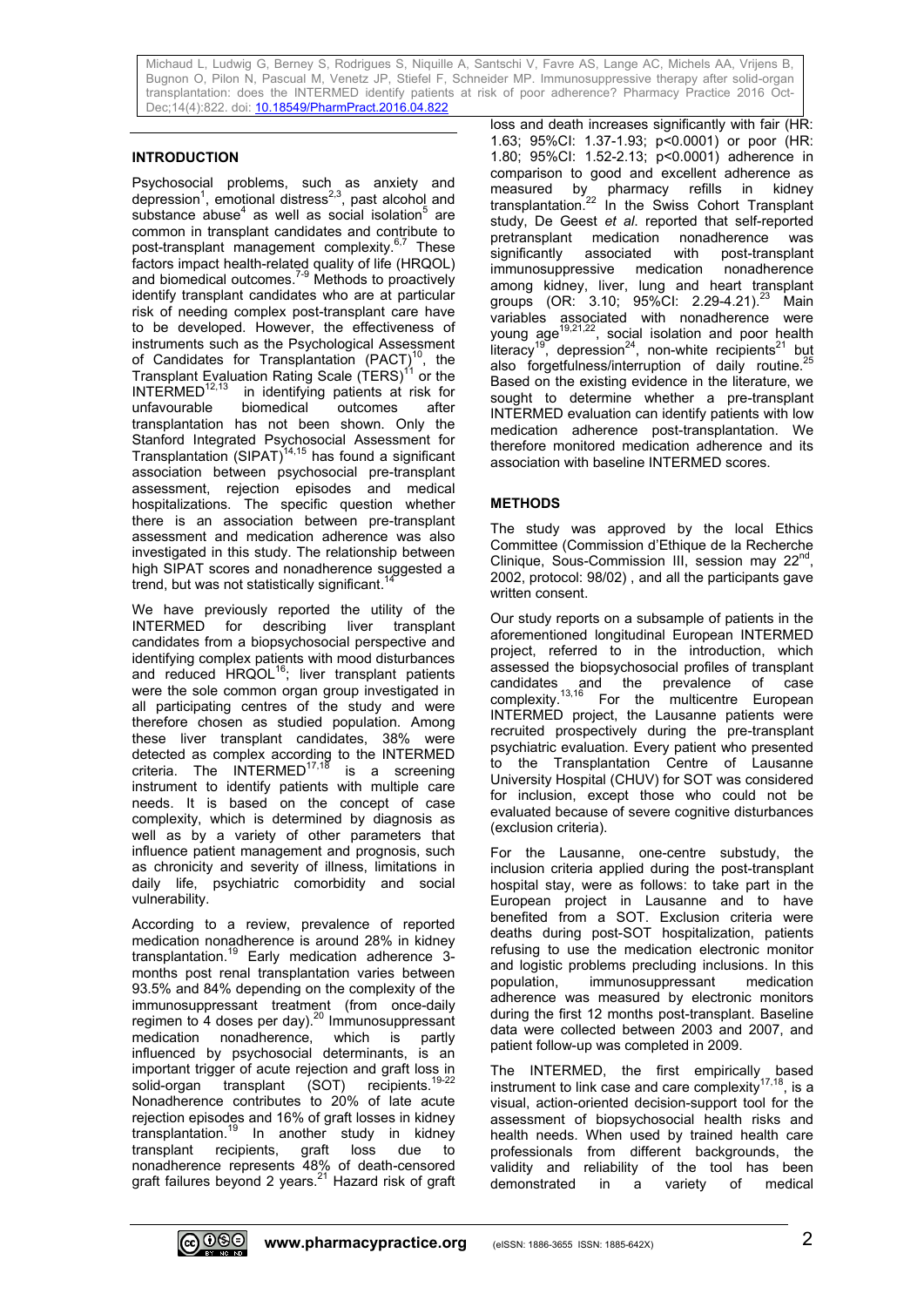## INTRODUCTION

Psychosocial problems, such as anxiety and depression[1], emotional distress[2,3], past alcohol and substance abuse[4] as well as social isolation[5] are common in transplant candidates and contribute to post-transplant management complexity.[6,7] These factors impact health-related quality of life (HRQOL) and biomedical outcomes.[7-9] Methods to proactively identify transplant candidates who are at particular risk of needing complex post-transplant care have to be developed. However, the effectiveness of instruments such as the Psychological Assessment of Candidates for Transplantation (PACT)[10], the Transplant Evaluation Rating Scale (TERS)[11] or the INTERMED[12,13] in identifying patients at risk for unfavourable biomedical outcomes after transplantation has not been shown. Only the Stanford Integrated Psychosocial Assessment for Transplantation (SIPAT)[14,15] has found a significant association between psychosocial pre-transplant assessment, rejection episodes and medical hospitalizations. The specific question whether there is an association between pre-transplant assessment and medication adherence was also investigated in this study. The relationship between high SIPAT scores and nonadherence suggested a trend, but was not statistically significant.[14]

We have previously reported the utility of the INTERMED for describing liver transplant candidates from a biopsychosocial perspective and identifying complex patients with mood disturbances and reduced HRQOL[16]; liver transplant patients were the sole common organ group investigated in all participating centres of the study and were therefore chosen as studied population. Among these liver transplant candidates, 38% were detected as complex according to the INTERMED criteria. The INTERMED[17,18] is a screening instrument to identify patients with multiple care needs. It is based on the concept of case complexity, which is determined by diagnosis as well as by a variety of other parameters that influence patient management and prognosis, such as chronicity and severity of illness, limitations in daily life, psychiatric comorbidity and social vulnerability.

According to a review, prevalence of reported medication nonadherence is around 28% in kidney transplantation.[19] Early medication adherence 3-months post renal transplantation varies between 93.5% and 84% depending on the complexity of the immunosuppressant treatment (from once-daily regimen to 4 doses per day).[20] Immunosuppressant medication nonadherence, which is partly influenced by psychosocial determinants, is an important trigger of acute rejection and graft loss in solid-organ transplant (SOT) recipients.[19-22] Nonadherence contributes to 20% of late acute rejection episodes and 16% of graft losses in kidney transplantation.[19] In another study in kidney transplant recipients, graft loss due to nonadherence represents 48% of death-censored graft failures beyond 2 years.[21] Hazard risk of graft loss and death increases significantly with fair (HR: 1.63; 95%CI: 1.37-1.93; p<0.0001) or poor (HR: 1.80; 95%CI: 1.52-2.13; p<0.0001) adherence in comparison to good and excellent adherence as measured by pharmacy refills in kidney transplantation.[22] In the Swiss Cohort Transplant study, De Geest *et al*. reported that self-reported pretransplant medication nonadherence was significantly associated with post-transplant immunosuppressive medication nonadherence among kidney, liver, lung and heart transplant groups (OR: 3.10; 95%CI: 2.29-4.21).[23] Main variables associated with nonadherence were young age[19,21,22], social isolation and poor health literacy[19], depression[24], non-white recipients[21] but also forgetfulness/interruption of daily routine.[25] Based on the existing evidence in the literature, we sought to determine whether a pre-transplant INTERMED evaluation can identify patients with low medication adherence post-transplantation. We therefore monitored medication adherence and its association with baseline INTERMED scores.

## METHODS

The study was approved by the local Ethics Committee (Commission d'Ethique de la Recherche Clinique, Sous-Commission III, session may 22nd, 2002, protocol: 98/02) , and all the participants gave written consent.

Our study reports on a subsample of patients in the aforementioned longitudinal European INTERMED project, referred to in the introduction, which assessed the biopsychosocial profiles of transplant candidates and the prevalence of case complexity.[13,16] For the multicentre European INTERMED project, the Lausanne patients were recruited prospectively during the pre-transplant psychiatric evaluation. Every patient who presented to the Transplantation Centre of Lausanne University Hospital (CHUV) for SOT was considered for inclusion, except those who could not be evaluated because of severe cognitive disturbances (exclusion criteria).

For the Lausanne, one-centre substudy, the inclusion criteria applied during the post-transplant hospital stay, were as follows: to take part in the European project in Lausanne and to have benefited from a SOT. Exclusion criteria were deaths during post-SOT hospitalization, patients refusing to use the medication electronic monitor and logistic problems precluding inclusions. In this population, immunosuppressant medication adherence was measured by electronic monitors during the first 12 months post-transplant. Baseline data were collected between 2003 and 2007, and patient follow-up was completed in 2009.

The INTERMED, the first empirically based instrument to link case and care complexity[17,18], is a visual, action-oriented decision-support tool for the assessment of biopsychosocial health risks and health needs. When used by trained health care professionals from different backgrounds, the validity and reliability of the tool has been demonstrated in a variety of medical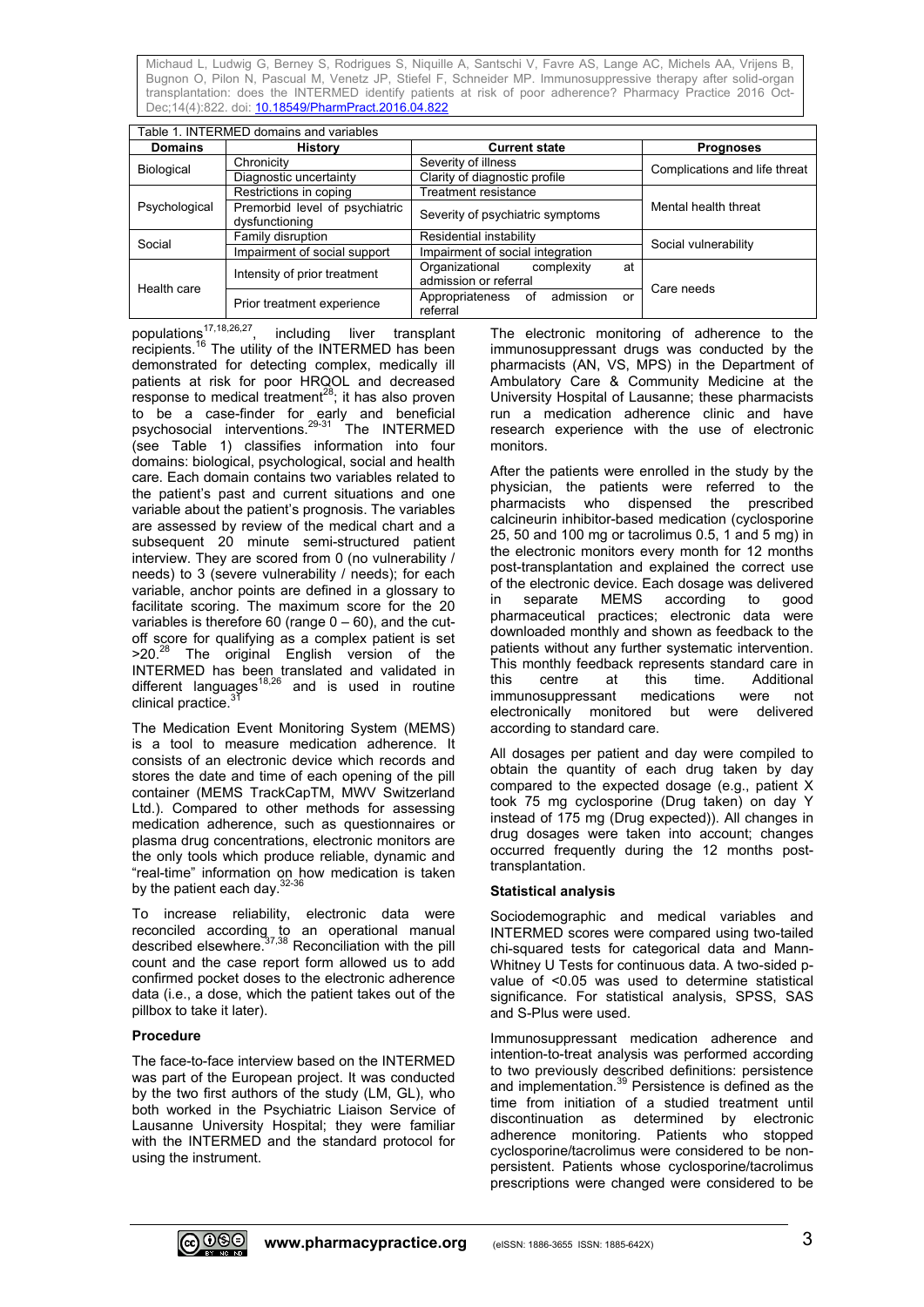Table 1. INTERMED domains and variables

| Domains | History | Current state | Prognoses |
|---|---|---|---|
| Biological | Chronicity | Severity of illness | Complications and life threat |
| | Diagnostic uncertainty | Clarity of diagnostic profile | |
| Psychological | Restrictions in coping | Treatment resistance | Mental health threat |
| | Premorbid level of psychiatric dysfunctioning | Severity of psychiatric symptoms | |
| Social | Family disruption | Residential instability | Social vulnerability |
| | Impairment of social support | Impairment of social integration | |
| Health care | Intensity of prior treatment | Organizational complexity at admission or referral | Care needs |
| | Prior treatment experience | Appropriateness of admission or referral | |

populations[17,18,26,27], including liver transplant recipients.[16] The utility of the INTERMED has been demonstrated for detecting complex, medically ill patients at risk for poor HRQOL and decreased response to medical treatment[28]; it has also proven to be a case-finder for early and beneficial psychosocial interventions.[29-31] The INTERMED (see Table 1) classifies information into four domains: biological, psychological, social and health care. Each domain contains two variables related to the patient's past and current situations and one variable about the patient's prognosis. The variables are assessed by review of the medical chart and a subsequent 20 minute semi-structured patient interview. They are scored from 0 (no vulnerability / needs) to 3 (severe vulnerability / needs); for each variable, anchor points are defined in a glossary to facilitate scoring. The maximum score for the 20 variables is therefore 60 (range 0 – 60), and the cut-off score for qualifying as a complex patient is set >20.[28] The original English version of the INTERMED has been translated and validated in different languages[18,26] and is used in routine clinical practice.[31]

The Medication Event Monitoring System (MEMS) is a tool to measure medication adherence. It consists of an electronic device which records and stores the date and time of each opening of the pill container (MEMS TrackCapTM, MWV Switzerland Ltd.). Compared to other methods for assessing medication adherence, such as questionnaires or plasma drug concentrations, electronic monitors are the only tools which produce reliable, dynamic and "real-time" information on how medication is taken by the patient each day.[32-36]

To increase reliability, electronic data were reconciled according to an operational manual described elsewhere.[37,38] Reconciliation with the pill count and the case report form allowed us to add confirmed pocket doses to the electronic adherence data (i.e., a dose, which the patient takes out of the pillbox to take it later).

### Procedure

The face-to-face interview based on the INTERMED was part of the European project. It was conducted by the two first authors of the study (LM, GL), who both worked in the Psychiatric Liaison Service of Lausanne University Hospital; they were familiar with the INTERMED and the standard protocol for using the instrument.

The electronic monitoring of adherence to the immunosuppressant drugs was conducted by the pharmacists (AN, VS, MPS) in the Department of Ambulatory Care & Community Medicine at the University Hospital of Lausanne; these pharmacists run a medication adherence clinic and have research experience with the use of electronic monitors.

After the patients were enrolled in the study by the physician, the patients were referred to the pharmacists who dispensed the prescribed calcineurin inhibitor-based medication (cyclosporine 25, 50 and 100 mg or tacrolimus 0.5, 1 and 5 mg) in the electronic monitors every month for 12 months post-transplantation and explained the correct use of the electronic device. Each dosage was delivered in separate MEMS according to good pharmaceutical practices; electronic data were downloaded monthly and shown as feedback to the patients without any further systematic intervention. This monthly feedback represents standard care in this centre at this time. Additional immunosuppressant medications were not electronically monitored but were delivered according to standard care.

All dosages per patient and day were compiled to obtain the quantity of each drug taken by day compared to the expected dosage (e.g., patient X took 75 mg cyclosporine (Drug taken) on day Y instead of 175 mg (Drug expected)). All changes in drug dosages were taken into account; changes occurred frequently during the 12 months post-transplantation.

### Statistical analysis

Sociodemographic and medical variables and INTERMED scores were compared using two-tailed chi-squared tests for categorical data and Mann-Whitney U Tests for continuous data. A two-sided p-value of <0.05 was used to determine statistical significance. For statistical analysis, SPSS, SAS and S-Plus were used.

Immunosuppressant medication adherence and intention-to-treat analysis was performed according to two previously described definitions: persistence and implementation.[39] Persistence is defined as the time from initiation of a studied treatment until discontinuation as determined by electronic adherence monitoring. Patients who stopped cyclosporine/tacrolimus were considered to be non-persistent. Patients whose cyclosporine/tacrolimus prescriptions were changed were considered to be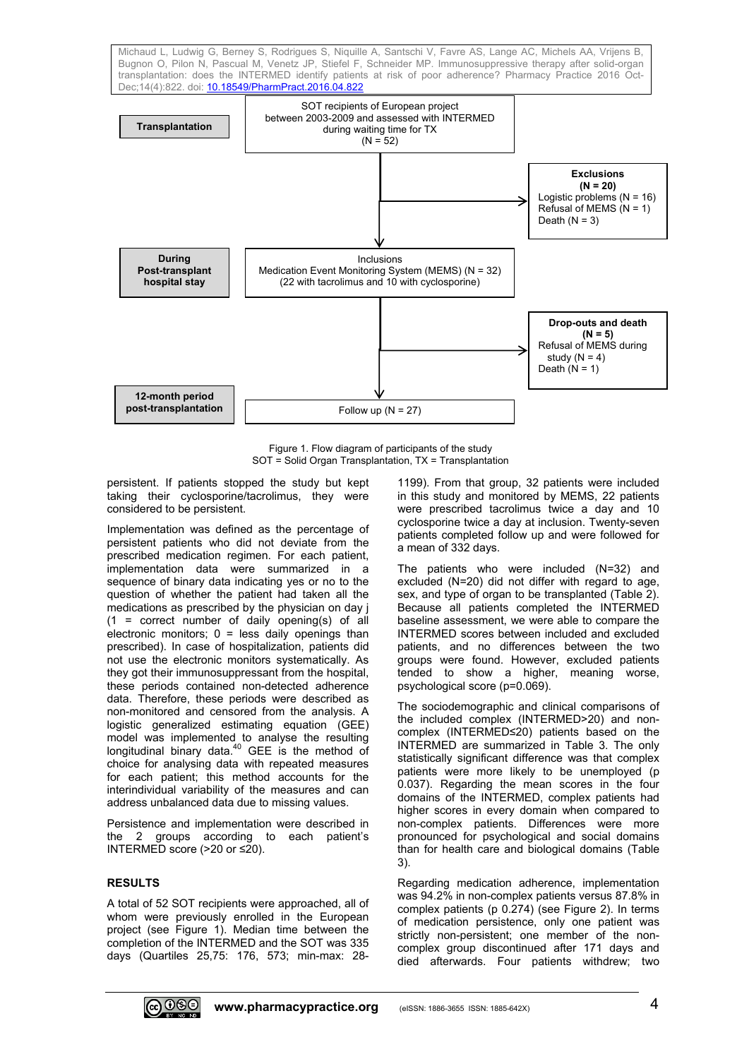| Transplantation | SOT recipients of European project between 2003-2009 and assessed with INTERMED during waiting time for TX (N = 52) | |
| --- | --- | --- |
| | ↓ | **Exclusions (N = 20)** Logistic problems (N = 16) Refusal of MEMS (N = 1) Death (N = 3) |
| **During Post-transplant hospital stay** | Inclusions Medication Event Monitoring System (MEMS) (N = 32) (22 with tacrolimus and 10 with cyclosporine) | |
| | ↓ | **Drop-outs and death (N = 5)** Refusal of MEMS during study (N = 4) Death (N = 1) |
| **12-month period post-transplantation** | Follow up (N = 27) | |

Figure 1. Flow diagram of participants of the study
SOT = Solid Organ Transplantation, TX = Transplantation

persistent. If patients stopped the study but kept taking their cyclosporine/tacrolimus, they were considered to be persistent.

Implementation was defined as the percentage of persistent patients who did not deviate from the prescribed medication regimen. For each patient, implementation data were summarized in a sequence of binary data indicating yes or no to the question of whether the patient had taken all the medications as prescribed by the physician on day j (1 = correct number of daily opening(s) of all electronic monitors; 0 = less daily openings than prescribed). In case of hospitalization, patients did not use the electronic monitors systematically. As they got their immunosuppressant from the hospital, these periods contained non-detected adherence data. Therefore, these periods were described as non-monitored and censored from the analysis. A logistic generalized estimating equation (GEE) model was implemented to analyse the resulting longitudinal binary data.[40] GEE is the method of choice for analysing data with repeated measures for each patient; this method accounts for the interindividual variability of the measures and can address unbalanced data due to missing values.

Persistence and implementation were described in the 2 groups according to each patient's INTERMED score (>20 or ≤20).

## RESULTS

A total of 52 SOT recipients were approached, all of whom were previously enrolled in the European project (see Figure 1). Median time between the completion of the INTERMED and the SOT was 335 days (Quartiles 25,75: 176, 573; min-max: 28-1199). From that group, 32 patients were included in this study and monitored by MEMS, 22 patients were prescribed tacrolimus twice a day and 10 cyclosporine twice a day at inclusion. Twenty-seven patients completed follow up and were followed for a mean of 332 days.

The patients who were included (N=32) and excluded (N=20) did not differ with regard to age, sex, and type of organ to be transplanted (Table 2). Because all patients completed the INTERMED baseline assessment, we were able to compare the INTERMED scores between included and excluded patients, and no differences between the two groups were found. However, excluded patients tended to show a higher, meaning worse, psychological score (p=0.069).

The sociodemographic and clinical comparisons of the included complex (INTERMED>20) and non-complex (INTERMED≤20) patients based on the INTERMED are summarized in Table 3. The only statistically significant difference was that complex patients were more likely to be unemployed (p 0.037). Regarding the mean scores in the four domains of the INTERMED, complex patients had higher scores in every domain when compared to non-complex patients. Differences were more pronounced for psychological and social domains than for health care and biological domains (Table 3).

Regarding medication adherence, implementation was 94.2% in non-complex patients versus 87.8% in complex patients (p 0.274) (see Figure 2). In terms of medication persistence, only one patient was strictly non-persistent; one member of the non-complex group discontinued after 171 days and died afterwards. Four patients withdrew; two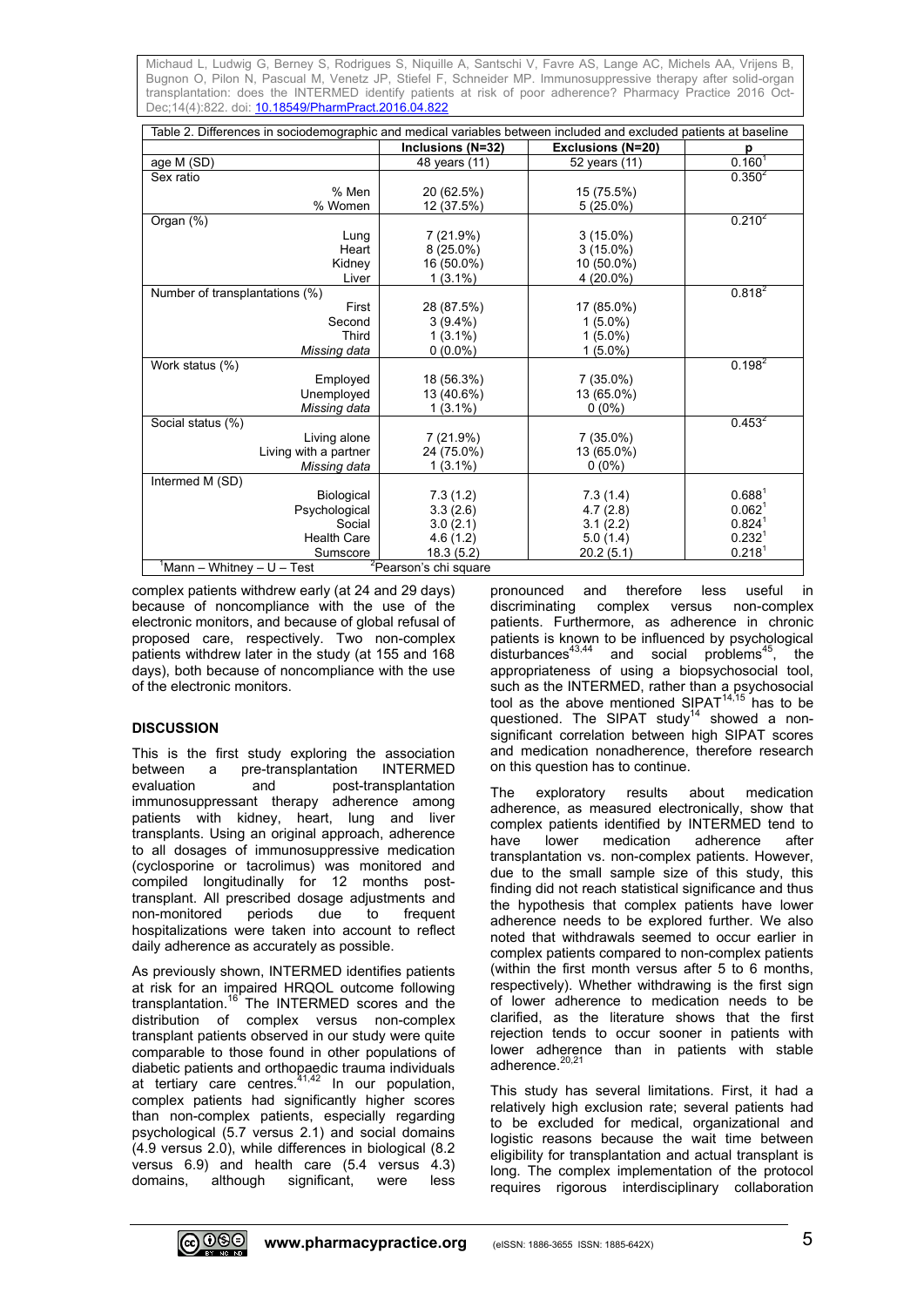Table 2. Differences in sociodemographic and medical variables between included and excluded patients at baseline

| | Inclusions (N=32) | Exclusions (N=20) | p |
|---|---|---|---|
| age M (SD) | 48 years (11) | 52 years (11) | 0.160[1] |
| Sex ratio | | | 0.350[2] |
| % Men | 20 (62.5%) | 15 (75.5%) | |
| % Women | 12 (37.5%) | 5 (25.0%) | |
| Organ (%) | | | 0.210[2] |
| Lung | 7 (21.9%) | 3 (15.0%) | |
| Heart | 8 (25.0%) | 3 (15.0%) | |
| Kidney | 16 (50.0%) | 10 (50.0%) | |
| Liver | 1 (3.1%) | 4 (20.0%) | |
| Number of transplantations (%) | | | 0.818[2] |
| First | 28 (87.5%) | 17 (85.0%) | |
| Second | 3 (9.4%) | 1 (5.0%) | |
| Third | 1 (3.1%) | 1 (5.0%) | |
| *Missing data* | 0 (0.0%) | 1 (5.0%) | |
| Work status (%) | | | 0.198[2] |
| Employed | 18 (56.3%) | 7 (35.0%) | |
| Unemployed | 13 (40.6%) | 13 (65.0%) | |
| *Missing data* | 1 (3.1%) | 0 (0%) | |
| Social status (%) | | | 0.453[2] |
| Living alone | 7 (21.9%) | 7 (35.0%) | |
| Living with a partner | 24 (75.0%) | 13 (65.0%) | |
| *Missing data* | 1 (3.1%) | 0 (0%) | |
| Intermed M (SD) | | | |
| Biological | 7.3 (1.2) | 7.3 (1.4) | 0.688[1] |
| Psychological | 3.3 (2.6) | 4.7 (2.8) | 0.062[1] |
| Social | 3.0 (2.1) | 3.1 (2.2) | 0.824[1] |
| Health Care | 4.6 (1.2) | 5.0 (1.4) | 0.232[1] |
| Sumscore | 18.3 (5.2) | 20.2 (5.1) | 0.218[1] |

[1]Mann – Whitney – U – Test [2]Pearson's chi square

complex patients withdrew early (at 24 and 29 days) because of noncompliance with the use of the electronic monitors, and because of global refusal of proposed care, respectively. Two non-complex patients withdrew later in the study (at 155 and 168 days), both because of noncompliance with the use of the electronic monitors.

## DISCUSSION

This is the first study exploring the association between a pre-transplantation INTERMED evaluation and post-transplantation immunosuppressant therapy adherence among patients with kidney, heart, lung and liver transplants. Using an original approach, adherence to all dosages of immunosuppressive medication (cyclosporine or tacrolimus) was monitored and compiled longitudinally for 12 months post-transplant. All prescribed dosage adjustments and non-monitored periods due to frequent hospitalizations were taken into account to reflect daily adherence as accurately as possible.

As previously shown, INTERMED identifies patients at risk for an impaired HRQOL outcome following transplantation.[16] The INTERMED scores and the distribution of complex versus non-complex transplant patients observed in our study were quite comparable to those found in other populations of diabetic patients and orthopaedic trauma individuals at tertiary care centres.[41,42] In our population, complex patients had significantly higher scores than non-complex patients, especially regarding psychological (5.7 versus 2.1) and social domains (4.9 versus 2.0), while differences in biological (8.2 versus 6.9) and health care (5.4 versus 4.3) domains, although significant, were less pronounced and therefore less useful in discriminating complex versus non-complex patients. Furthermore, as adherence in chronic patients is known to be influenced by psychological disturbances[43,44] and social problems[45], the appropriateness of using a biopsychosocial tool, such as the INTERMED, rather than a psychosocial tool as the above mentioned SIPAT[14,15] has to be questioned. The SIPAT study[14] showed a non-significant correlation between high SIPAT scores and medication nonadherence, therefore research on this question has to continue.

The exploratory results about medication adherence, as measured electronically, show that complex patients identified by INTERMED tend to have lower medication adherence after transplantation vs. non-complex patients. However, due to the small sample size of this study, this finding did not reach statistical significance and thus the hypothesis that complex patients have lower adherence needs to be explored further. We also noted that withdrawals seemed to occur earlier in complex patients compared to non-complex patients (within the first month versus after 5 to 6 months, respectively). Whether withdrawing is the first sign of lower adherence to medication needs to be clarified, as the literature shows that the first rejection tends to occur sooner in patients with lower adherence than in patients with stable adherence.[20,21]

This study has several limitations. First, it had a relatively high exclusion rate; several patients had to be excluded for medical, organizational and logistic reasons because the wait time between eligibility for transplantation and actual transplant is long. The complex implementation of the protocol requires rigorous interdisciplinary collaboration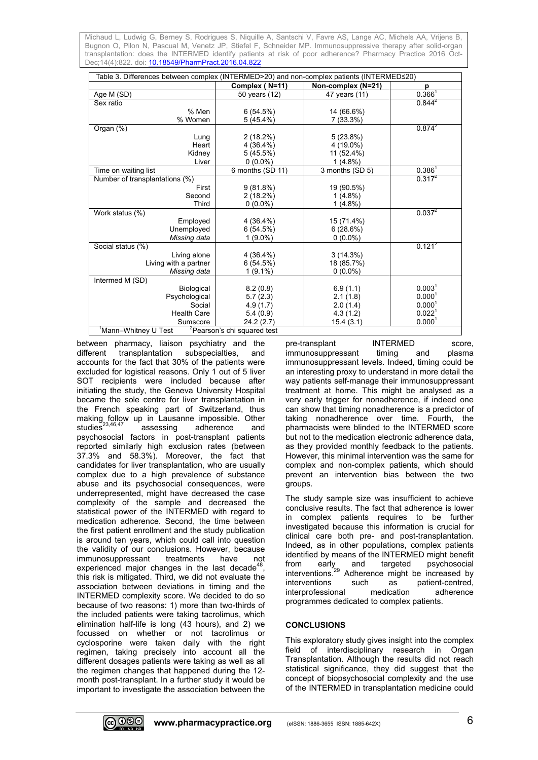Table 3. Differences between complex (INTERMED>20) and non-complex patients (INTERMED≤20)

| | Complex ( N=11) | Non-complex (N=21) | p |
|---|---|---|---|
| Age M (SD) | 50 years (12) | 47 years (11) | 0.366[1] |
| Sex ratio | | | 0.844[2] |
| % Men | 6 (54.5%) | 14 (66.6%) | |
| % Women | 5 (45.4%) | 7 (33.3%) | |
| Organ (%) | | | 0.874[2] |
| Lung | 2 (18.2%) | 5 (23.8%) | |
| Heart | 4 (36.4%) | 4 (19.0%) | |
| Kidney | 5 (45.5%) | 11 (52.4%) | |
| Liver | 0 (0.0%) | 1 (4.8%) | |
| Time on waiting list | 6 months (SD 11) | 3 months (SD 5) | 0.386[1] |
| Number of transplantations (%) | | | 0.317[2] |
| First | 9 (81.8%) | 19 (90.5%) | |
| Second | 2 (18.2%) | 1 (4.8%) | |
| Third | 0 (0.0%) | 1 (4.8%) | |
| Work status (%) | | | 0.037[2] |
| Employed | 4 (36.4%) | 15 (71.4%) | |
| Unemployed | 6 (54.5%) | 6 (28.6%) | |
| *Missing data* | 1 (9.0%) | 0 (0.0%) | |
| Social status (%) | | | 0.121[2] |
| Living alone | 4 (36.4%) | 3 (14.3%) | |
| Living with a partner | 6 (54.5%) | 18 (85.7%) | |
| *Missing data* | 1 (9.1%) | 0 (0.0%) | |
| Intermed M (SD) | | | |
| Biological | 8.2 (0.8) | 6.9 (1.1) | 0.003[1] |
| Psychological | 5.7 (2.3) | 2.1 (1.8) | 0.000[1] |
| Social | 4.9 (1.7) | 2.0 (1.4) | 0.000[1] |
| Health Care | 5.4 (0.9) | 4.3 (1.2) | 0.022[1] |
| Sumscore | 24.2 (2.7) | 15.4 (3.1) | 0.000[1] |

[1]Mann–Whitney U Test [2]Pearson's chi squared test

between pharmacy, liaison psychiatry and the different transplantation subspecialties, and accounts for the fact that 30% of the patients were excluded for logistical reasons. Only 1 out of 5 liver SOT recipients were included because after initiating the study, the Geneva University Hospital became the sole centre for liver transplantation in the French speaking part of Switzerland, thus making follow up in Lausanne impossible. Other studies[23,46,47] assessing adherence and psychosocial factors in post-transplant patients reported similarly high exclusion rates (between 37.3% and 58.3%). Moreover, the fact that candidates for liver transplantation, who are usually complex due to a high prevalence of substance abuse and its psychosocial consequences, were underrepresented, might have decreased the case complexity of the sample and decreased the statistical power of the INTERMED with regard to medication adherence. Second, the time between the first patient enrollment and the study publication is around ten years, which could call into question the validity of our conclusions. However, because immunosuppressant treatments have not experienced major changes in the last decade[48], this risk is mitigated. Third, we did not evaluate the association between deviations in timing and the INTERMED complexity score. We decided to do so because of two reasons: 1) more than two-thirds of the included patients were taking tacrolimus, which elimination half-life is long (43 hours), and 2) we focussed on whether or not tacrolimus or cyclosporine were taken daily with the right regimen, taking precisely into account all the different dosages patients were taking as well as all the regimen changes that happened during the 12-month post-transplant. In a further study it would be important to investigate the association between the pre-transplant INTERMED score, immunosuppressant timing and plasma immunosuppressant levels. Indeed, timing could be an interesting proxy to understand in more detail the way patients self-manage their immunosuppressant treatment at home. This might be analysed as a very early trigger for nonadherence, if indeed one can show that timing nonadherence is a predictor of taking nonadherence over time. Fourth, the pharmacists were blinded to the INTERMED score but not to the medication electronic adherence data, as they provided monthly feedback to the patients. However, this minimal intervention was the same for complex and non-complex patients, which should prevent an intervention bias between the two groups.

The study sample size was insufficient to achieve conclusive results. The fact that adherence is lower in complex patients requires to be further investigated because this information is crucial for clinical care both pre- and post-transplantation. Indeed, as in other populations, complex patients identified by means of the INTERMED might benefit from early and targeted psychosocial interventions.[29] Adherence might be increased by interventions such as patient-centred, interprofessional medication adherence programmes dedicated to complex patients.

## CONCLUSIONS

This exploratory study gives insight into the complex field of interdisciplinary research in Organ Transplantation. Although the results did not reach statistical significance, they did suggest that the concept of biopsychosocial complexity and the use of the INTERMED in transplantation medicine could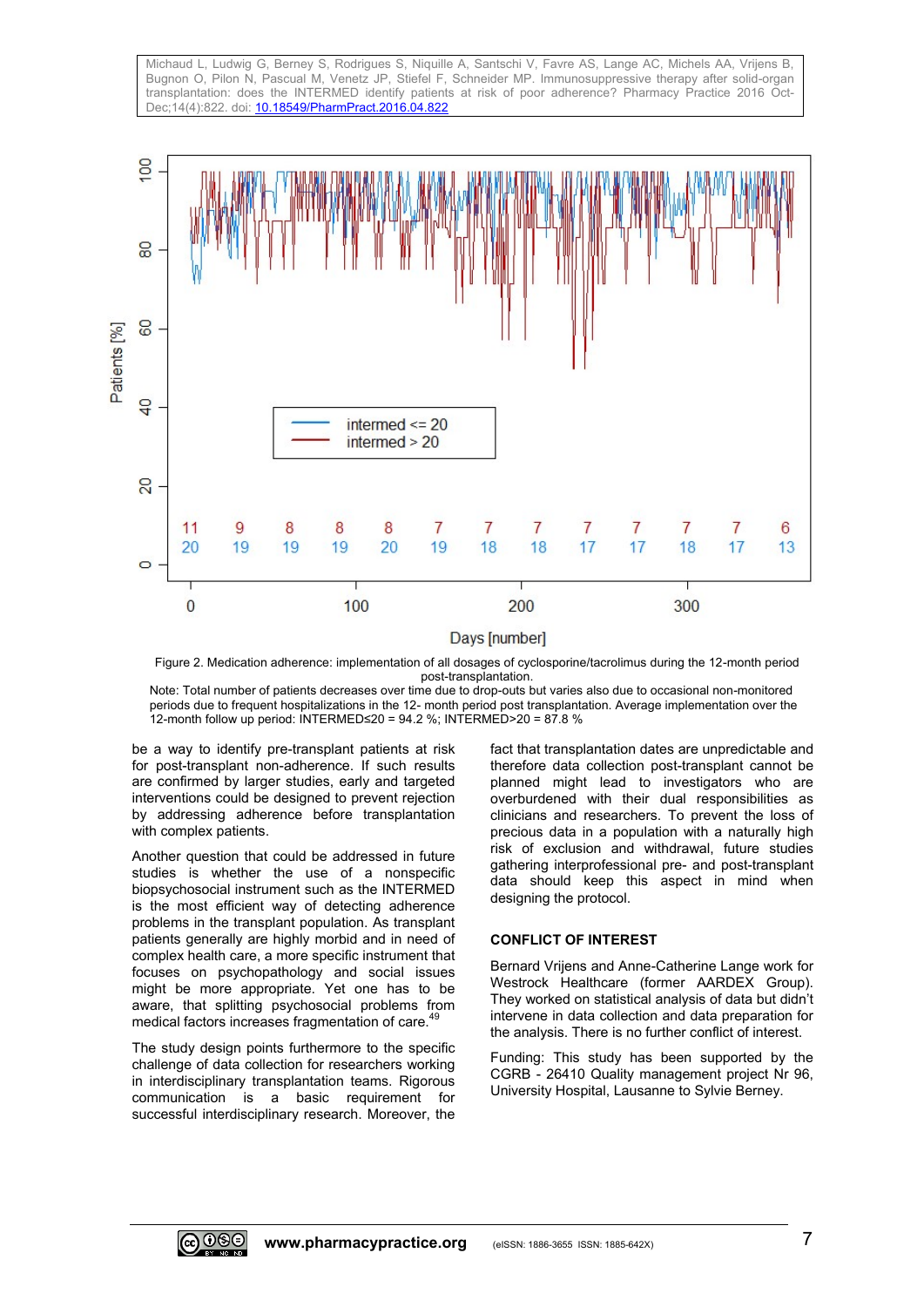Figure 2. Medication adherence: implementation of all dosages of cyclosporine/tacrolimus during the 12-month period post-transplantation.

Note: Total number of patients decreases over time due to drop-outs but varies also due to occasional non-monitored periods due to frequent hospitalizations in the 12- month period post transplantation. Average implementation over the 12-month follow up period: INTERMED≤20 = 94.2 %; INTERMED>20 = 87.8 %

be a way to identify pre-transplant patients at risk for post-transplant non-adherence. If such results are confirmed by larger studies, early and targeted interventions could be designed to prevent rejection by addressing adherence before transplantation with complex patients.

Another question that could be addressed in future studies is whether the use of a nonspecific biopsychosocial instrument such as the INTERMED is the most efficient way of detecting adherence problems in the transplant population. As transplant patients generally are highly morbid and in need of complex health care, a more specific instrument that focuses on psychopathology and social issues might be more appropriate. Yet one has to be aware, that splitting psychosocial problems from medical factors increases fragmentation of care.[49]

The study design points furthermore to the specific challenge of data collection for researchers working in interdisciplinary transplantation teams. Rigorous communication is a basic requirement for successful interdisciplinary research. Moreover, the fact that transplantation dates are unpredictable and therefore data collection post-transplant cannot be planned might lead to investigators who are overburdened with their dual responsibilities as clinicians and researchers. To prevent the loss of precious data in a population with a naturally high risk of exclusion and withdrawal, future studies gathering interprofessional pre- and post-transplant data should keep this aspect in mind when designing the protocol.

## CONFLICT OF INTEREST

Bernard Vrijens and Anne-Catherine Lange work for Westrock Healthcare (former AARDEX Group). They worked on statistical analysis of data but didn't intervene in data collection and data preparation for the analysis. There is no further conflict of interest.

Funding: This study has been supported by the CGRB - 26410 Quality management project Nr 96, University Hospital, Lausanne to Sylvie Berney.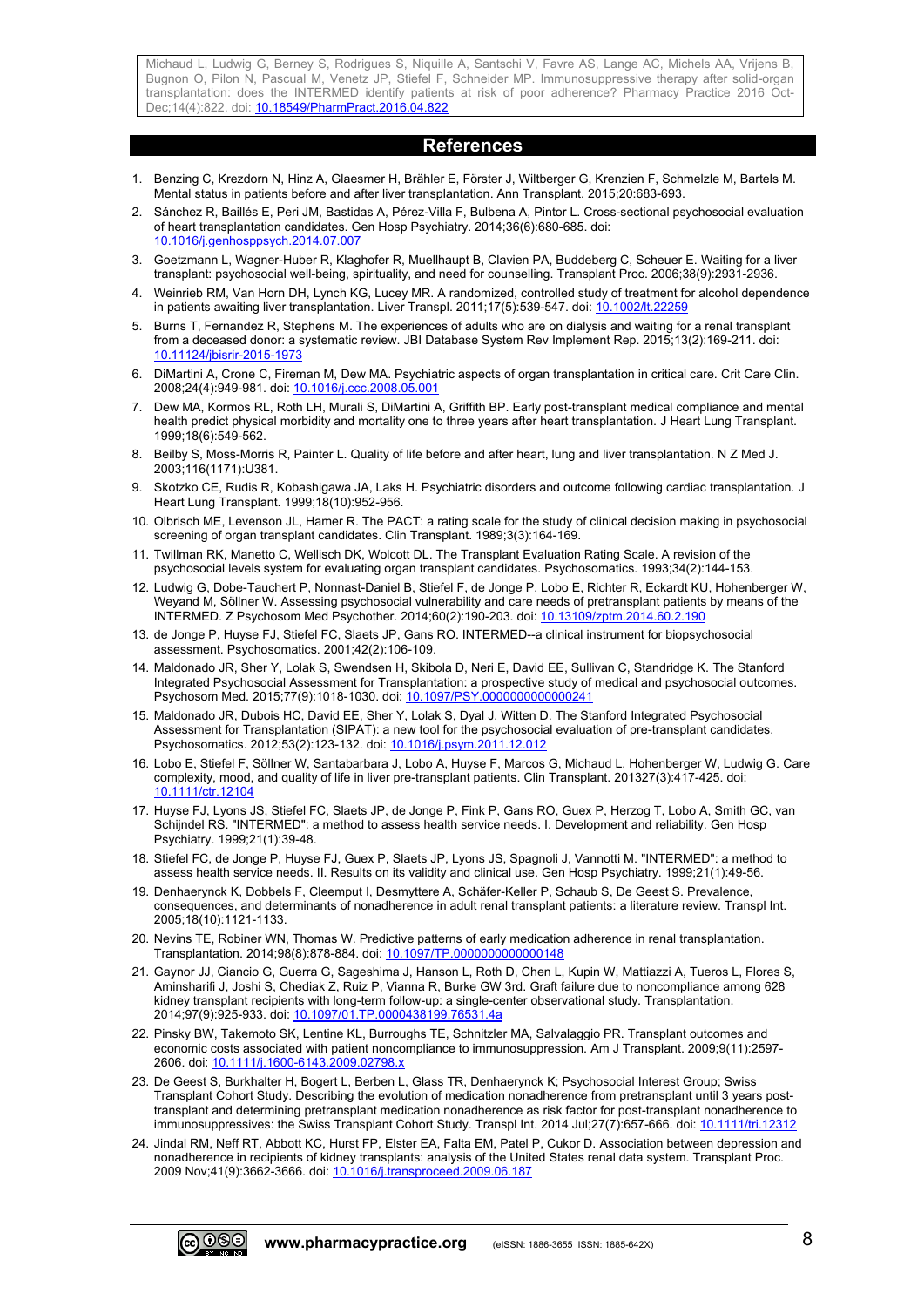## References

1. Benzing C, Krezdorn N, Hinz A, Glaesmer H, Brähler E, Förster J, Wiltberger G, Krenzien F, Schmelzle M, Bartels M. Mental status in patients before and after liver transplantation. Ann Transplant. 2015;20:683-693.
2. Sánchez R, Baillés E, Peri JM, Bastidas A, Pérez-Villa F, Bulbena A, Pintor L. Cross-sectional psychosocial evaluation of heart transplantation candidates. Gen Hosp Psychiatry. 2014;36(6):680-685. doi: 10.1016/j.genhosppsych.2014.07.007
3. Goetzmann L, Wagner-Huber R, Klaghofer R, Muellhaupt B, Clavien PA, Buddeberg C, Scheuer E. Waiting for a liver transplant: psychosocial well-being, spirituality, and need for counselling. Transplant Proc. 2006;38(9):2931-2936.
4. Weinrieb RM, Van Horn DH, Lynch KG, Lucey MR. A randomized, controlled study of treatment for alcohol dependence in patients awaiting liver transplantation. Liver Transpl. 2011;17(5):539-547. doi: 10.1002/lt.22259
5. Burns T, Fernandez R, Stephens M. The experiences of adults who are on dialysis and waiting for a renal transplant from a deceased donor: a systematic review. JBI Database System Rev Implement Rep. 2015;13(2):169-211. doi: 10.11124/jbisrir-2015-1973
6. DiMartini A, Crone C, Fireman M, Dew MA. Psychiatric aspects of organ transplantation in critical care. Crit Care Clin. 2008;24(4):949-981. doi: 10.1016/j.ccc.2008.05.001
7. Dew MA, Kormos RL, Roth LH, Murali S, DiMartini A, Griffith BP. Early post-transplant medical compliance and mental health predict physical morbidity and mortality one to three years after heart transplantation. J Heart Lung Transplant. 1999;18(6):549-562.
8. Beilby S, Moss-Morris R, Painter L. Quality of life before and after heart, lung and liver transplantation. N Z Med J. 2003;116(1171):U381.
9. Skotzko CE, Rudis R, Kobashigawa JA, Laks H. Psychiatric disorders and outcome following cardiac transplantation. J Heart Lung Transplant. 1999;18(10):952-956.
10. Olbrisch ME, Levenson JL, Hamer R. The PACT: a rating scale for the study of clinical decision making in psychosocial screening of organ transplant candidates. Clin Transplant. 1989;3(3):164-169.
11. Twillman RK, Manetto C, Wellisch DK, Wolcott DL. The Transplant Evaluation Rating Scale. A revision of the psychosocial levels system for evaluating organ transplant candidates. Psychosomatics. 1993;34(2):144-153.
12. Ludwig G, Dobe-Tauchert P, Nonnast-Daniel B, Stiefel F, de Jonge P, Lobo E, Richter R, Eckardt KU, Hohenberger W, Weyand M, Söllner W. Assessing psychosocial vulnerability and care needs of pretransplant patients by means of the INTERMED. Z Psychosom Med Psychother. 2014;60(2):190-203. doi: 10.13109/zptm.2014.60.2.190
13. de Jonge P, Huyse FJ, Stiefel FC, Slaets JP, Gans RO. INTERMED--a clinical instrument for biopsychosocial assessment. Psychosomatics. 2001;42(2):106-109.
14. Maldonado JR, Sher Y, Lolak S, Swendsen H, Skibola D, Neri E, David EE, Sullivan C, Standridge K. The Stanford Integrated Psychosocial Assessment for Transplantation: a prospective study of medical and psychosocial outcomes. Psychosom Med. 2015;77(9):1018-1030. doi: 10.1097/PSY.0000000000000241
15. Maldonado JR, Dubois HC, David EE, Sher Y, Lolak S, Dyal J, Witten D. The Stanford Integrated Psychosocial Assessment for Transplantation (SIPAT): a new tool for the psychosocial evaluation of pre-transplant candidates. Psychosomatics. 2012;53(2):123-132. doi: 10.1016/j.psym.2011.12.012
16. Lobo E, Stiefel F, Söllner W, Santabarbara J, Lobo A, Huyse F, Marcos G, Michaud L, Hohenberger W, Ludwig G. Care complexity, mood, and quality of life in liver pre-transplant patients. Clin Transplant. 201327(3):417-425. doi: 10.1111/ctr.12104
17. Huyse FJ, Lyons JS, Stiefel FC, Slaets JP, de Jonge P, Fink P, Gans RO, Guex P, Herzog T, Lobo A, Smith GC, van Schijndel RS. "INTERMED": a method to assess health service needs. I. Development and reliability. Gen Hosp Psychiatry. 1999;21(1):39-48.
18. Stiefel FC, de Jonge P, Huyse FJ, Guex P, Slaets JP, Lyons JS, Spagnoli J, Vannotti M. "INTERMED": a method to assess health service needs. II. Results on its validity and clinical use. Gen Hosp Psychiatry. 1999;21(1):49-56.
19. Denhaerynck K, Dobbels F, Cleemput I, Desmyttere A, Schäfer-Keller P, Schaub S, De Geest S. Prevalence, consequences, and determinants of nonadherence in adult renal transplant patients: a literature review. Transpl Int. 2005;18(10):1121-1133.
20. Nevins TE, Robiner WN, Thomas W. Predictive patterns of early medication adherence in renal transplantation. Transplantation. 2014;98(8):878-884. doi: 10.1097/TP.0000000000000148
21. Gaynor JJ, Ciancio G, Guerra G, Sageshima J, Hanson L, Roth D, Chen L, Kupin W, Mattiazzi A, Tueros L, Flores S, Aminsharifi J, Joshi S, Chediak Z, Ruiz P, Vianna R, Burke GW 3rd. Graft failure due to noncompliance among 628 kidney transplant recipients with long-term follow-up: a single-center observational study. Transplantation. 2014;97(9):925-933. doi: 10.1097/01.TP.0000438199.76531.4a
22. Pinsky BW, Takemoto SK, Lentine KL, Burroughs TE, Schnitzler MA, Salvalaggio PR. Transplant outcomes and economic costs associated with patient noncompliance to immunosuppression. Am J Transplant. 2009;9(11):2597-2606. doi: 10.1111/j.1600-6143.2009.02798.x
23. De Geest S, Burkhalter H, Bogert L, Berben L, Glass TR, Denhaerynck K; Psychosocial Interest Group; Swiss Transplant Cohort Study. Describing the evolution of medication nonadherence from pretransplant until 3 years post-transplant and determining pretransplant medication nonadherence as risk factor for post-transplant nonadherence to immunosuppressives: the Swiss Transplant Cohort Study. Transpl Int. 2014 Jul;27(7):657-666. doi: 10.1111/tri.12312
24. Jindal RM, Neff RT, Abbott KC, Hurst FP, Elster EA, Falta EM, Patel P, Cukor D. Association between depression and nonadherence in recipients of kidney transplants: analysis of the United States renal data system. Transplant Proc. 2009 Nov;41(9):3662-3666. doi: 10.1016/j.transproceed.2009.06.187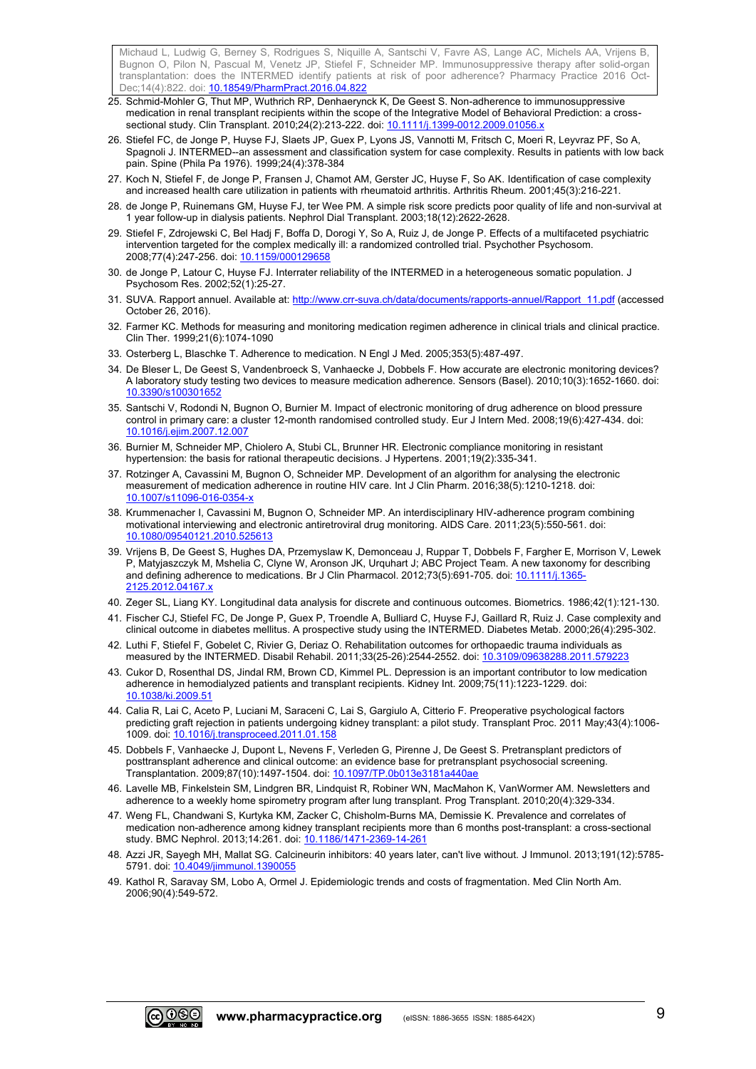25. Schmid-Mohler G, Thut MP, Wuthrich RP, Denhaerynck K, De Geest S. Non-adherence to immunosuppressive medication in renal transplant recipients within the scope of the Integrative Model of Behavioral Prediction: a cross-sectional study. Clin Transplant. 2010;24(2):213-222. doi: 10.1111/j.1399-0012.2009.01056.x
26. Stiefel FC, de Jonge P, Huyse FJ, Slaets JP, Guex P, Lyons JS, Vannotti M, Fritsch C, Moeri R, Leyvraz PF, So A, Spagnoli J. INTERMED--an assessment and classification system for case complexity. Results in patients with low back pain. Spine (Phila Pa 1976). 1999;24(4):378-384
27. Koch N, Stiefel F, de Jonge P, Fransen J, Chamot AM, Gerster JC, Huyse F, So AK. Identification of case complexity and increased health care utilization in patients with rheumatoid arthritis. Arthritis Rheum. 2001;45(3):216-221.
28. de Jonge P, Ruinemans GM, Huyse FJ, ter Wee PM. A simple risk score predicts poor quality of life and non-survival at 1 year follow-up in dialysis patients. Nephrol Dial Transplant. 2003;18(12):2622-2628.
29. Stiefel F, Zdrojewski C, Bel Hadj F, Boffa D, Dorogi Y, So A, Ruiz J, de Jonge P. Effects of a multifaceted psychiatric intervention targeted for the complex medically ill: a randomized controlled trial. Psychother Psychosom. 2008;77(4):247-256. doi: 10.1159/000129658
30. de Jonge P, Latour C, Huyse FJ. Interrater reliability of the INTERMED in a heterogeneous somatic population. J Psychosom Res. 2002;52(1):25-27.
31. SUVA. Rapport annuel. Available at: http://www.crr-suva.ch/data/documents/rapports-annuel/Rapport_11.pdf (accessed October 26, 2016).
32. Farmer KC. Methods for measuring and monitoring medication regimen adherence in clinical trials and clinical practice. Clin Ther. 1999;21(6):1074-1090
33. Osterberg L, Blaschke T. Adherence to medication. N Engl J Med. 2005;353(5):487-497.
34. De Bleser L, De Geest S, Vandenbroeck S, Vanhaecke J, Dobbels F. How accurate are electronic monitoring devices? A laboratory study testing two devices to measure medication adherence. Sensors (Basel). 2010;10(3):1652-1660. doi: 10.3390/s100301652
35. Santschi V, Rodondi N, Bugnon O, Burnier M. Impact of electronic monitoring of drug adherence on blood pressure control in primary care: a cluster 12-month randomised controlled study. Eur J Intern Med. 2008;19(6):427-434. doi: 10.1016/j.ejim.2007.12.007
36. Burnier M, Schneider MP, Chiolero A, Stubi CL, Brunner HR. Electronic compliance monitoring in resistant hypertension: the basis for rational therapeutic decisions. J Hypertens. 2001;19(2):335-341.
37. Rotzinger A, Cavassini M, Bugnon O, Schneider MP. Development of an algorithm for analysing the electronic measurement of medication adherence in routine HIV care. Int J Clin Pharm. 2016;38(5):1210-1218. doi: 10.1007/s11096-016-0354-x
38. Krummenacher I, Cavassini M, Bugnon O, Schneider MP. An interdisciplinary HIV-adherence program combining motivational interviewing and electronic antiretroviral drug monitoring. AIDS Care. 2011;23(5):550-561. doi: 10.1080/09540121.2010.525613
39. Vrijens B, De Geest S, Hughes DA, Przemyslaw K, Demonceau J, Ruppar T, Dobbels F, Fargher E, Morrison V, Lewek P, Matyjaszczyk M, Mshelia C, Clyne W, Aronson JK, Urquhart J; ABC Project Team. A new taxonomy for describing and defining adherence to medications. Br J Clin Pharmacol. 2012;73(5):691-705. doi: 10.1111/j.1365-2125.2012.04167.x
40. Zeger SL, Liang KY. Longitudinal data analysis for discrete and continuous outcomes. Biometrics. 1986;42(1):121-130.
41. Fischer CJ, Stiefel FC, De Jonge P, Guex P, Troendle A, Bulliard C, Huyse FJ, Gaillard R, Ruiz J. Case complexity and clinical outcome in diabetes mellitus. A prospective study using the INTERMED. Diabetes Metab. 2000;26(4):295-302.
42. Luthi F, Stiefel F, Gobelet C, Rivier G, Deriaz O. Rehabilitation outcomes for orthopaedic trauma individuals as measured by the INTERMED. Disabil Rehabil. 2011;33(25-26):2544-2552. doi: 10.3109/09638288.2011.579223
43. Cukor D, Rosenthal DS, Jindal RM, Brown CD, Kimmel PL. Depression is an important contributor to low medication adherence in hemodialyzed patients and transplant recipients. Kidney Int. 2009;75(11):1223-1229. doi: 10.1038/ki.2009.51
44. Calia R, Lai C, Aceto P, Luciani M, Saraceni C, Lai S, Gargiulo A, Citterio F. Preoperative psychological factors predicting graft rejection in patients undergoing kidney transplant: a pilot study. Transplant Proc. 2011 May;43(4):1006-1009. doi: 10.1016/j.transproceed.2011.01.158
45. Dobbels F, Vanhaecke J, Dupont L, Nevens F, Verleden G, Pirenne J, De Geest S. Pretransplant predictors of posttransplant adherence and clinical outcome: an evidence base for pretransplant psychosocial screening. Transplantation. 2009;87(10):1497-1504. doi: 10.1097/TP.0b013e3181a440ae
46. Lavelle MB, Finkelstein SM, Lindgren BR, Lindquist R, Robiner WN, MacMahon K, VanWormer AM. Newsletters and adherence to a weekly home spirometry program after lung transplant. Prog Transplant. 2010;20(4):329-334.
47. Weng FL, Chandwani S, Kurtyka KM, Zacker C, Chisholm-Burns MA, Demissie K. Prevalence and correlates of medication non-adherence among kidney transplant recipients more than 6 months post-transplant: a cross-sectional study. BMC Nephrol. 2013;14:261. doi: 10.1186/1471-2369-14-261
48. Azzi JR, Sayegh MH, Mallat SG. Calcineurin inhibitors: 40 years later, can't live without. J Immunol. 2013;191(12):5785-5791. doi: 10.4049/jimmunol.1390055
49. Kathol R, Saravay SM, Lobo A, Ormel J. Epidemiologic trends and costs of fragmentation. Med Clin North Am. 2006;90(4):549-572.